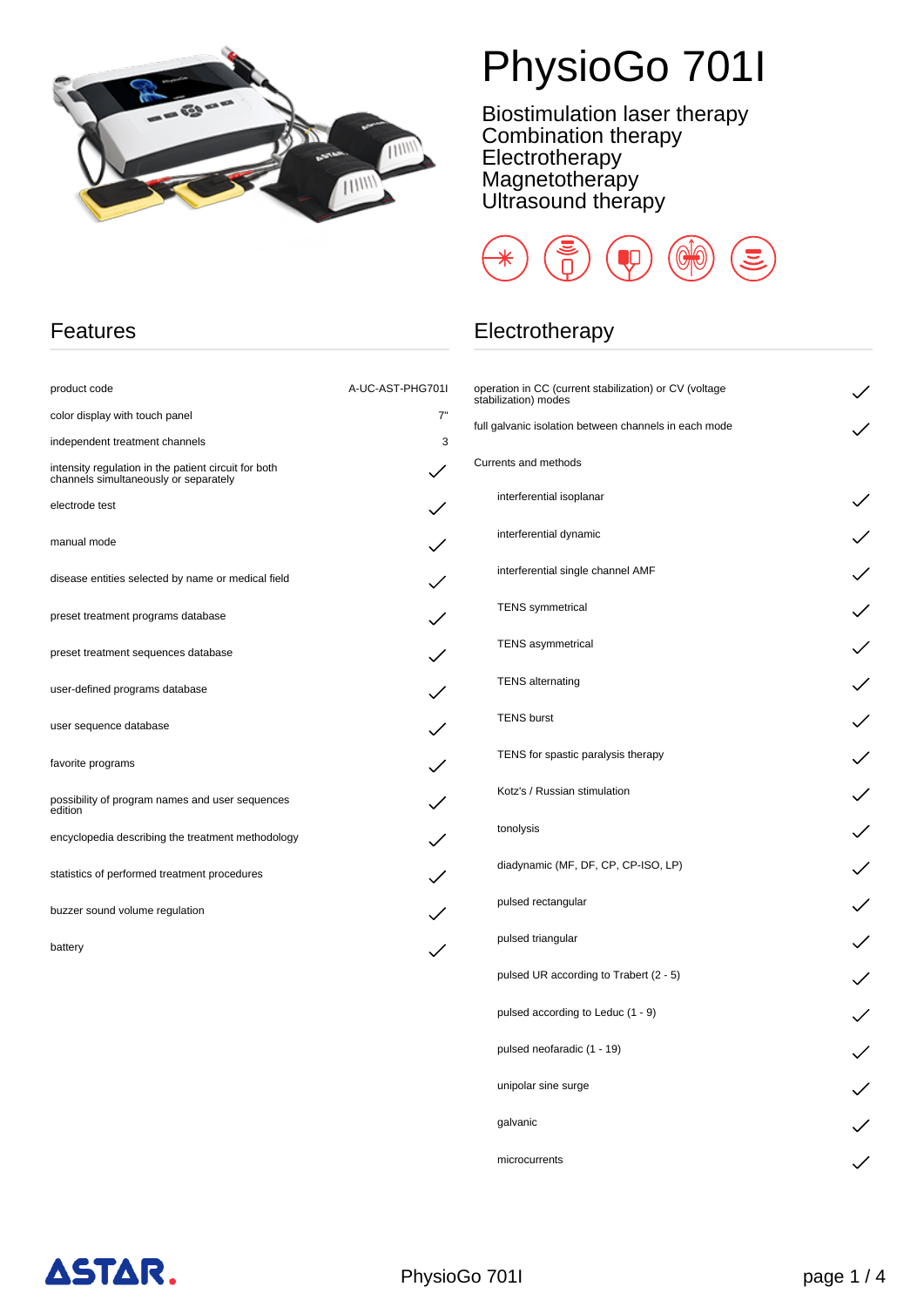# PhysioGo 701I

Biostimulation laser therapy
Combination therapy
Electrotherapy
Magnetotherapy
Ultrasound therapy

## Features

| | |
|---|---|
| product code | A-UC-AST-PHG701I |
| color display with touch panel | 7" |
| independent treatment channels | 3 |
| intensity regulation in the patient circuit for both channels simultaneously or separately | ✓ |
| electrode test | ✓ |
| manual mode | ✓ |
| disease entities selected by name or medical field | ✓ |
| preset treatment programs database | ✓ |
| preset treatment sequences database | ✓ |
| user-defined programs database | ✓ |
| user sequence database | ✓ |
| favorite programs | ✓ |
| possibility of program names and user sequences edition | ✓ |
| encyclopedia describing the treatment methodology | ✓ |
| statistics of performed treatment procedures | ✓ |
| buzzer sound volume regulation | ✓ |
| battery | ✓ |

## Electrotherapy

| | |
|---|---|
| operation in CC (current stabilization) or CV (voltage stabilization) modes | ✓ |
| full galvanic isolation between channels in each mode | ✓ |
| Currents and methods | |
| interferential isoplanar | ✓ |
| interferential dynamic | ✓ |
| interferential single channel AMF | ✓ |
| TENS symmetrical | ✓ |
| TENS asymmetrical | ✓ |
| TENS alternating | ✓ |
| TENS burst | ✓ |
| TENS for spastic paralysis therapy | ✓ |
| Kotz's / Russian stimulation | ✓ |
| tonolysis | ✓ |
| diadynamic (MF, DF, CP, CP-ISO, LP) | ✓ |
| pulsed rectangular | ✓ |
| pulsed triangular | ✓ |
| pulsed UR according to Trabert (2 - 5) | ✓ |
| pulsed according to Leduc (1 - 9) | ✓ |
| pulsed neofaradic (1 - 19) | ✓ |
| unipolar sine surge | ✓ |
| galvanic | ✓ |
| microcurrents | ✓ |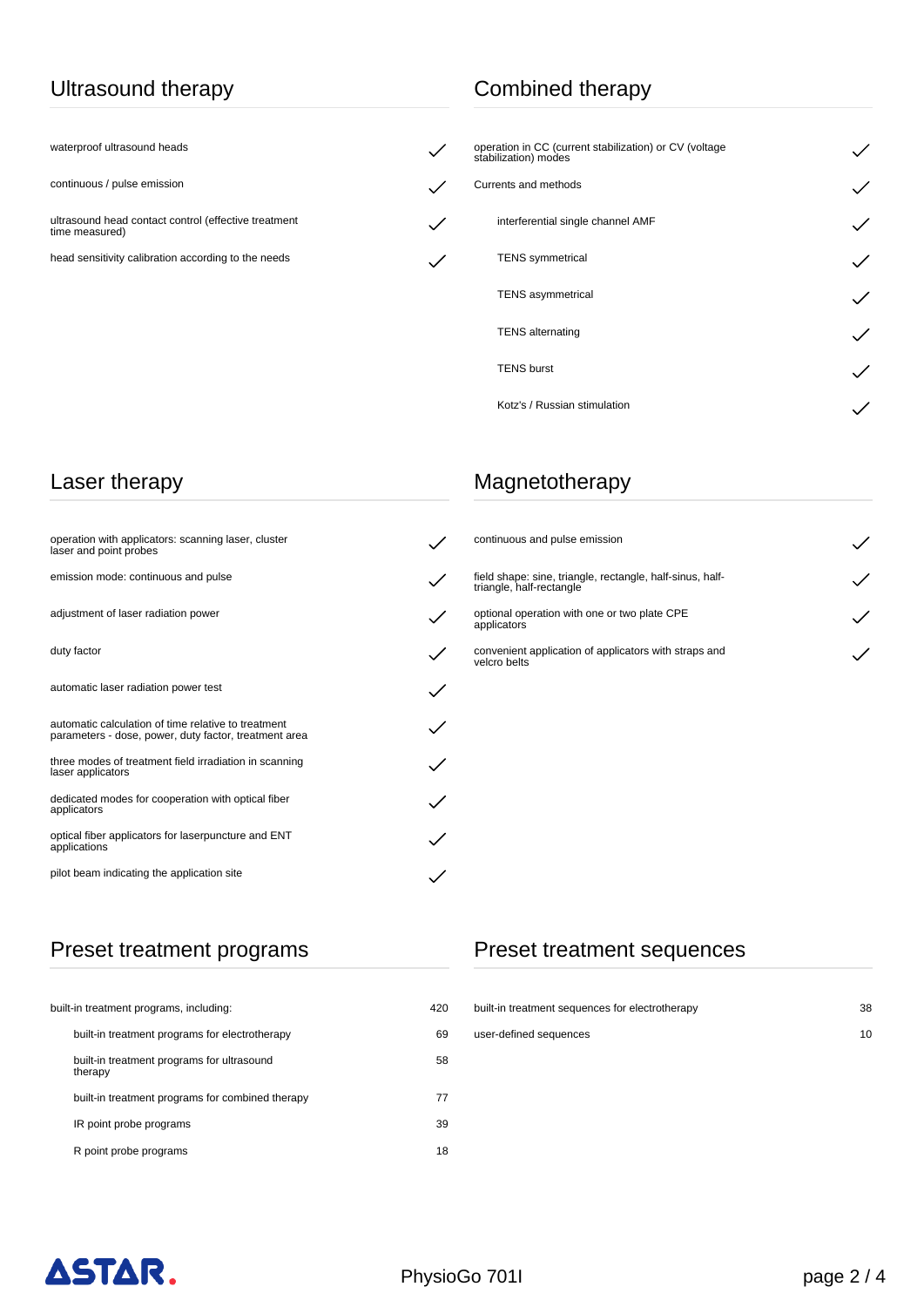## Ultrasound therapy

| | |
|---|---|
| waterproof ultrasound heads | ✓ |
| continuous / pulse emission | ✓ |
| ultrasound head contact control (effective treatment time measured) | ✓ |
| head sensitivity calibration according to the needs | ✓ |

## Combined therapy

| | |
|---|---|
| operation in CC (current stabilization) or CV (voltage stabilization) modes | ✓ |
| Currents and methods | ✓ |
| interferential single channel AMF | ✓ |
| TENS symmetrical | ✓ |
| TENS asymmetrical | ✓ |
| TENS alternating | ✓ |
| TENS burst | ✓ |
| Kotz's / Russian stimulation | ✓ |

## Laser therapy

| | |
|---|---|
| operation with applicators: scanning laser, cluster laser and point probes | ✓ |
| emission mode: continuous and pulse | ✓ |
| adjustment of laser radiation power | ✓ |
| duty factor | ✓ |
| automatic laser radiation power test | ✓ |
| automatic calculation of time relative to treatment parameters - dose, power, duty factor, treatment area | ✓ |
| three modes of treatment field irradiation in scanning laser applicators | ✓ |
| dedicated modes for cooperation with optical fiber applicators | ✓ |
| optical fiber applicators for laserpuncture and ENT applications | ✓ |
| pilot beam indicating the application site | ✓ |

## Magnetotherapy

| | |
|---|---|
| continuous and pulse emission | ✓ |
| field shape: sine, triangle, rectangle, half-sinus, half-triangle, half-rectangle | ✓ |
| optional operation with one or two plate CPE applicators | ✓ |
| convenient application of applicators with straps and velcro belts | ✓ |

## Preset treatment programs

| | |
|---|---|
| built-in treatment programs, including: | 420 |
| built-in treatment programs for electrotherapy | 69 |
| built-in treatment programs for ultrasound therapy | 58 |
| built-in treatment programs for combined therapy | 77 |
| IR point probe programs | 39 |
| R point probe programs | 18 |

## Preset treatment sequences

| | |
|---|---|
| built-in treatment sequences for electrotherapy | 38 |
| user-defined sequences | 10 |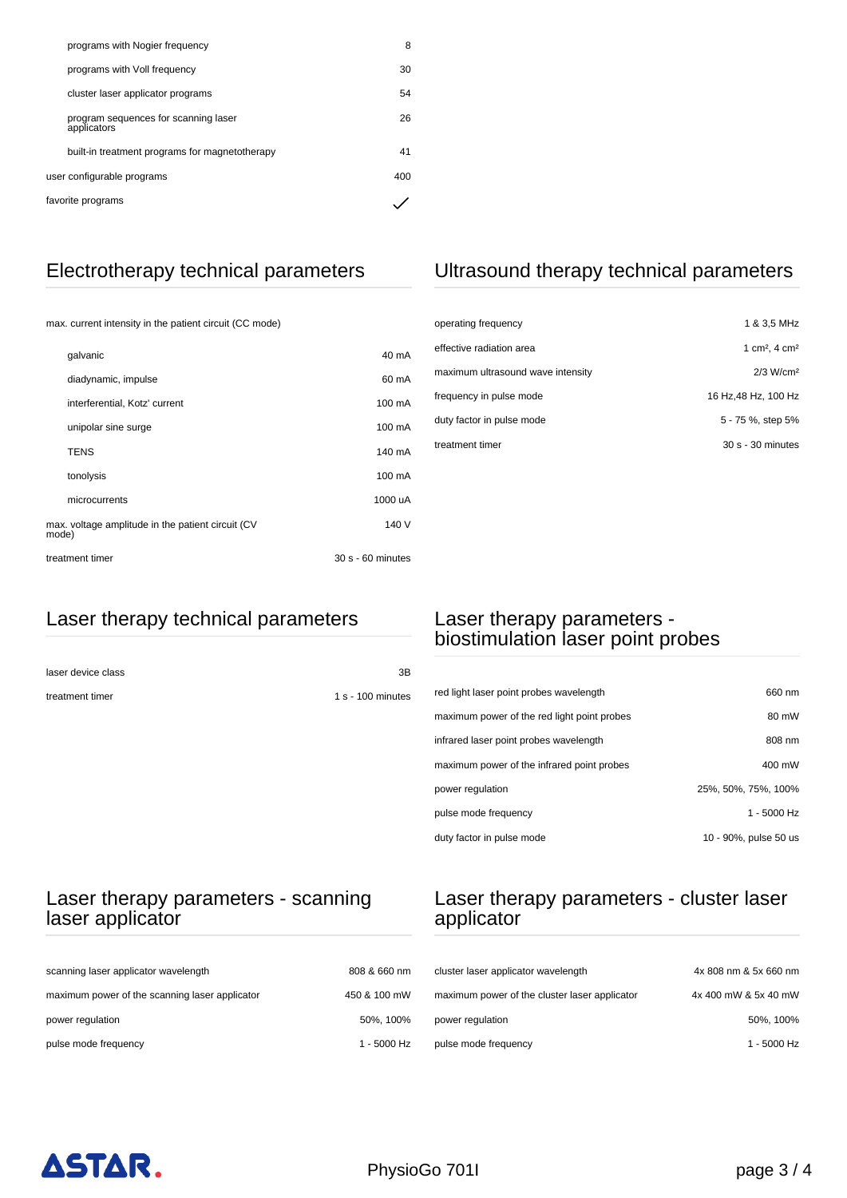| | |
|---|---|
| programs with Nogier frequency | 8 |
| programs with Voll frequency | 30 |
| cluster laser applicator programs | 54 |
| program sequences for scanning laser applicators | 26 |
| built-in treatment programs for magnetotherapy | 41 |
| user configurable programs | 400 |
| favorite programs | ✓ |

## Electrotherapy technical parameters

| | |
|---|---|
| max. current intensity in the patient circuit (CC mode) | |
| galvanic | 40 mA |
| diadynamic, impulse | 60 mA |
| interferential, Kotz' current | 100 mA |
| unipolar sine surge | 100 mA |
| TENS | 140 mA |
| tonolysis | 100 mA |
| microcurrents | 1000 uA |
| max. voltage amplitude in the patient circuit (CV mode) | 140 V |
| treatment timer | 30 s - 60 minutes |

## Ultrasound therapy technical parameters

| | |
|---|---|
| operating frequency | 1 & 3,5 MHz |
| effective radiation area | 1 cm², 4 cm² |
| maximum ultrasound wave intensity | 2/3 W/cm² |
| frequency in pulse mode | 16 Hz,48 Hz, 100 Hz |
| duty factor in pulse mode | 5 - 75 %, step 5% |
| treatment timer | 30 s - 30 minutes |

## Laser therapy technical parameters

| | |
|---|---|
| laser device class | 3B |
| treatment timer | 1 s - 100 minutes |

## Laser therapy parameters - biostimulation laser point probes

| | |
|---|---|
| red light laser point probes wavelength | 660 nm |
| maximum power of the red light point probes | 80 mW |
| infrared laser point probes wavelength | 808 nm |
| maximum power of the infrared point probes | 400 mW |
| power regulation | 25%, 50%, 75%, 100% |
| pulse mode frequency | 1 - 5000 Hz |
| duty factor in pulse mode | 10 - 90%, pulse 50 us |

## Laser therapy parameters - scanning laser applicator

| | |
|---|---|
| scanning laser applicator wavelength | 808 & 660 nm |
| maximum power of the scanning laser applicator | 450 & 100 mW |
| power regulation | 50%, 100% |
| pulse mode frequency | 1 - 5000 Hz |

## Laser therapy parameters - cluster laser applicator

| | |
|---|---|
| cluster laser applicator wavelength | 4x 808 nm & 5x 660 nm |
| maximum power of the cluster laser applicator | 4x 400 mW & 5x 40 mW |
| power regulation | 50%, 100% |
| pulse mode frequency | 1 - 5000 Hz |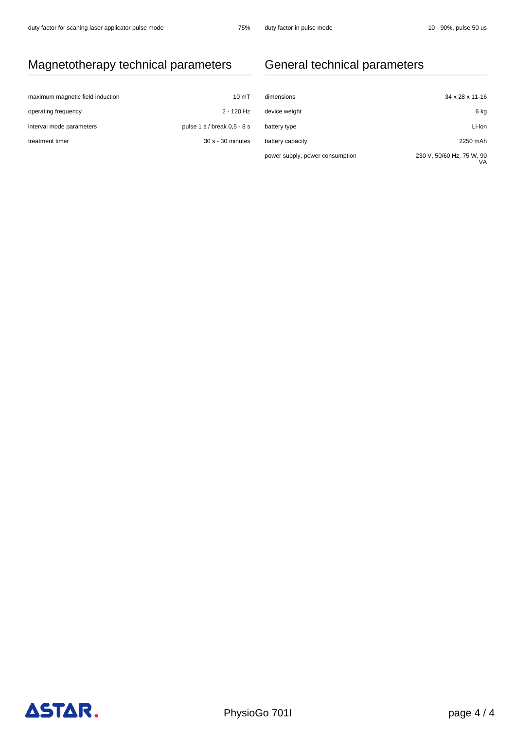| | |
|---|---|
| duty factor for scaning laser applicator pulse mode | 75% |

| | |
|---|---|
| duty factor in pulse mode | 10 - 90%, pulse 50 us |

## Magnetotherapy technical parameters

| | |
|---|---|
| maximum magnetic field induction | 10 mT |
| operating frequency | 2 - 120 Hz |
| interval mode parameters | pulse 1 s / break 0,5 - 8 s |
| treatment timer | 30 s - 30 minutes |

## General technical parameters

| | |
|---|---|
| dimensions | 34 x 28 x 11-16 |
| device weight | 6 kg |
| battery type | Li-Ion |
| battery capacity | 2250 mAh |
| power supply, power consumption | 230 V, 50/60 Hz, 75 W, 90 VA |